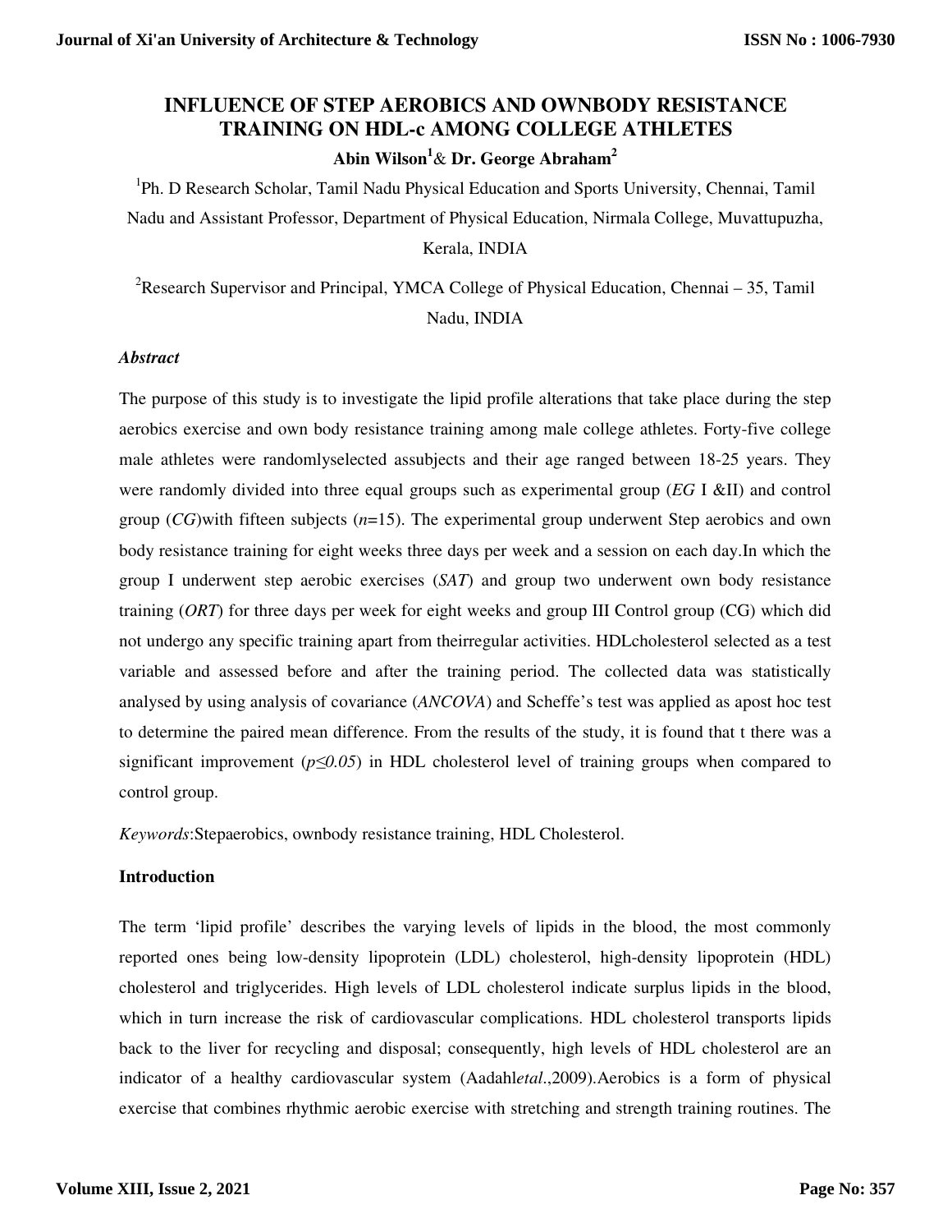# INFLUENCE OF STEP AEROBICS AND OWNBODY RESISTANCE TRAINING ON HDL-c AMONG COLLEGE ATHLETES

**Abin Wilson[1] & Dr. George Abraham[2]**

[1]Ph. D Research Scholar, Tamil Nadu Physical Education and Sports University, Chennai, Tamil Nadu and Assistant Professor, Department of Physical Education, Nirmala College, Muvattupuzha, Kerala, INDIA

[2]Research Supervisor and Principal, YMCA College of Physical Education, Chennai – 35, Tamil Nadu, INDIA

### *Abstract*

The purpose of this study is to investigate the lipid profile alterations that take place during the step aerobics exercise and own body resistance training among male college athletes. Forty-five college male athletes were randomlyselected assubjects and their age ranged between 18-25 years. They were randomly divided into three equal groups such as experimental group (*EG* I &II) and control group (*CG*)with fifteen subjects ($n$=15). The experimental group underwent Step aerobics and own body resistance training for eight weeks three days per week and a session on each day.In which the group I underwent step aerobic exercises (*SAT*) and group two underwent own body resistance training (*ORT*) for three days per week for eight weeks and group III Control group (CG) which did not undergo any specific training apart from theirregular activities. HDLcholesterol selected as a test variable and assessed before and after the training period. The collected data was statistically analysed by using analysis of covariance (*ANCOVA*) and Scheffe's test was applied as apost hoc test to determine the paired mean difference. From the results of the study, it is found that t there was a significant improvement ($p \leq 0.05$) in HDL cholesterol level of training groups when compared to control group.

*Keywords*:Stepaerobics, ownbody resistance training, HDL Cholesterol.

## Introduction

The term 'lipid profile' describes the varying levels of lipids in the blood, the most commonly reported ones being low-density lipoprotein (LDL) cholesterol, high-density lipoprotein (HDL) cholesterol and triglycerides. High levels of LDL cholesterol indicate surplus lipids in the blood, which in turn increase the risk of cardiovascular complications. HDL cholesterol transports lipids back to the liver for recycling and disposal; consequently, high levels of HDL cholesterol are an indicator of a healthy cardiovascular system (Aadahl*etal*.,2009).Aerobics is a form of physical exercise that combines rhythmic aerobic exercise with stretching and strength training routines. The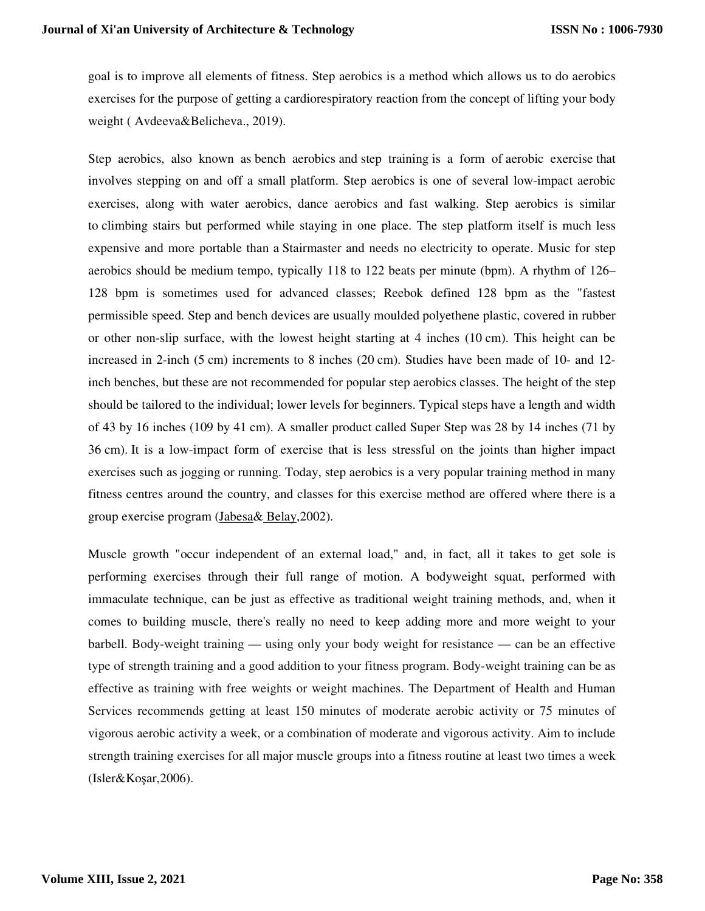goal is to improve all elements of fitness. Step aerobics is a method which allows us to do aerobics exercises for the purpose of getting a cardiorespiratory reaction from the concept of lifting your body weight ( Avdeeva&Belicheva., 2019).

Step aerobics, also known as bench aerobics and step training is a form of aerobic exercise that involves stepping on and off a small platform. Step aerobics is one of several low-impact aerobic exercises, along with water aerobics, dance aerobics and fast walking. Step aerobics is similar to climbing stairs but performed while staying in one place. The step platform itself is much less expensive and more portable than a Stairmaster and needs no electricity to operate. Music for step aerobics should be medium tempo, typically 118 to 122 beats per minute (bpm). A rhythm of 126–128 bpm is sometimes used for advanced classes; Reebok defined 128 bpm as the "fastest permissible speed. Step and bench devices are usually moulded polyethene plastic, covered in rubber or other non-slip surface, with the lowest height starting at 4 inches (10 cm). This height can be increased in 2-inch (5 cm) increments to 8 inches (20 cm). Studies have been made of 10- and 12-inch benches, but these are not recommended for popular step aerobics classes. The height of the step should be tailored to the individual; lower levels for beginners. Typical steps have a length and width of 43 by 16 inches (109 by 41 cm). A smaller product called Super Step was 28 by 14 inches (71 by 36 cm). It is a low-impact form of exercise that is less stressful on the joints than higher impact exercises such as jogging or running. Today, step aerobics is a very popular training method in many fitness centres around the country, and classes for this exercise method are offered where there is a group exercise program (Jabesa& Belay,2002).

Muscle growth "occur independent of an external load," and, in fact, all it takes to get sole is performing exercises through their full range of motion. A bodyweight squat, performed with immaculate technique, can be just as effective as traditional weight training methods, and, when it comes to building muscle, there's really no need to keep adding more and more weight to your barbell. Body-weight training — using only your body weight for resistance — can be an effective type of strength training and a good addition to your fitness program. Body-weight training can be as effective as training with free weights or weight machines. The Department of Health and Human Services recommends getting at least 150 minutes of moderate aerobic activity or 75 minutes of vigorous aerobic activity a week, or a combination of moderate and vigorous activity. Aim to include strength training exercises for all major muscle groups into a fitness routine at least two times a week (Isler&Koşar,2006).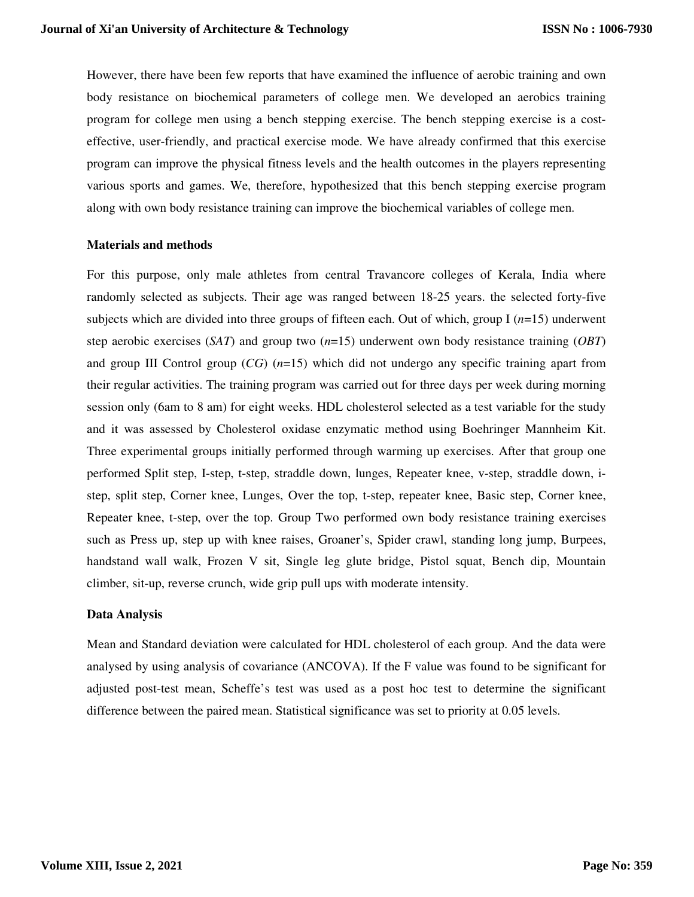However, there have been few reports that have examined the influence of aerobic training and own body resistance on biochemical parameters of college men. We developed an aerobics training program for college men using a bench stepping exercise. The bench stepping exercise is a cost-effective, user-friendly, and practical exercise mode. We have already confirmed that this exercise program can improve the physical fitness levels and the health outcomes in the players representing various sports and games. We, therefore, hypothesized that this bench stepping exercise program along with own body resistance training can improve the biochemical variables of college men.

**Materials and methods**

For this purpose, only male athletes from central Travancore colleges of Kerala, India where randomly selected as subjects. Their age was ranged between 18-25 years. the selected forty-five subjects which are divided into three groups of fifteen each. Out of which, group I ($n$=15) underwent step aerobic exercises (*SAT*) and group two ($n$=15) underwent own body resistance training (*OBT*) and group III Control group (*CG*) ($n$=15) which did not undergo any specific training apart from their regular activities. The training program was carried out for three days per week during morning session only (6am to 8 am) for eight weeks. HDL cholesterol selected as a test variable for the study and it was assessed by Cholesterol oxidase enzymatic method using Boehringer Mannheim Kit. Three experimental groups initially performed through warming up exercises. After that group one performed Split step, I-step, t-step, straddle down, lunges, Repeater knee, v-step, straddle down, i-step, split step, Corner knee, Lunges, Over the top, t-step, repeater knee, Basic step, Corner knee, Repeater knee, t-step, over the top. Group Two performed own body resistance training exercises such as Press up, step up with knee raises, Groaner's, Spider crawl, standing long jump, Burpees, handstand wall walk, Frozen V sit, Single leg glute bridge, Pistol squat, Bench dip, Mountain climber, sit-up, reverse crunch, wide grip pull ups with moderate intensity.

**Data Analysis**

Mean and Standard deviation were calculated for HDL cholesterol of each group. And the data were analysed by using analysis of covariance (ANCOVA). If the F value was found to be significant for adjusted post-test mean, Scheffe's test was used as a post hoc test to determine the significant difference between the paired mean. Statistical significance was set to priority at 0.05 levels.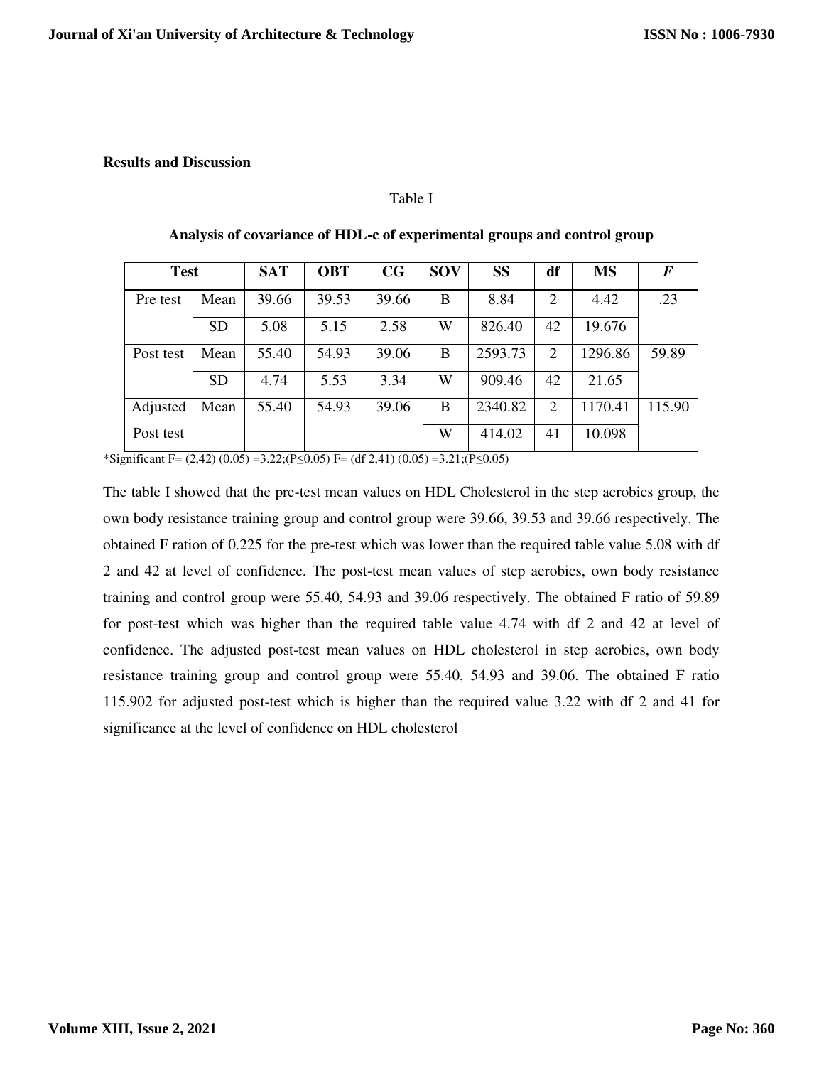**Results and Discussion**

Table I

**Analysis of covariance of HDL-c of experimental groups and control group**

| **Test** | | **SAT** | **OBT** | **CG** | **SOV** | **SS** | **df** | **MS** | ***F*** |
|---|---|---|---|---|---|---|---|---|---|
| Pre test | Mean | 39.66 | 39.53 | 39.66 | B | 8.84 | 2 | 4.42 | .23 |
| | SD | 5.08 | 5.15 | 2.58 | W | 826.40 | 42 | 19.676 | |
| Post test | Mean | 55.40 | 54.93 | 39.06 | B | 2593.73 | 2 | 1296.86 | 59.89 |
| | SD | 4.74 | 5.53 | 3.34 | W | 909.46 | 42 | 21.65 | |
| Adjusted Post test | Mean | 55.40 | 54.93 | 39.06 | B | 2340.82 | 2 | 1170.41 | 115.90 |
| | | | | | W | 414.02 | 41 | 10.098 | |

*Significant F= (2,42) (0.05) =3.22;(P≤0.05) F= (df 2,41) (0.05) =3.21;(P≤0.05)

The table I showed that the pre-test mean values on HDL Cholesterol in the step aerobics group, the own body resistance training group and control group were 39.66, 39.53 and 39.66 respectively. The obtained F ration of 0.225 for the pre-test which was lower than the required table value 5.08 with df 2 and 42 at level of confidence. The post-test mean values of step aerobics, own body resistance training and control group were 55.40, 54.93 and 39.06 respectively. The obtained F ratio of 59.89 for post-test which was higher than the required table value 4.74 with df 2 and 42 at level of confidence. The adjusted post-test mean values on HDL cholesterol in step aerobics, own body resistance training group and control group were 55.40, 54.93 and 39.06. The obtained F ratio 115.902 for adjusted post-test which is higher than the required value 3.22 with df 2 and 41 for significance at the level of confidence on HDL cholesterol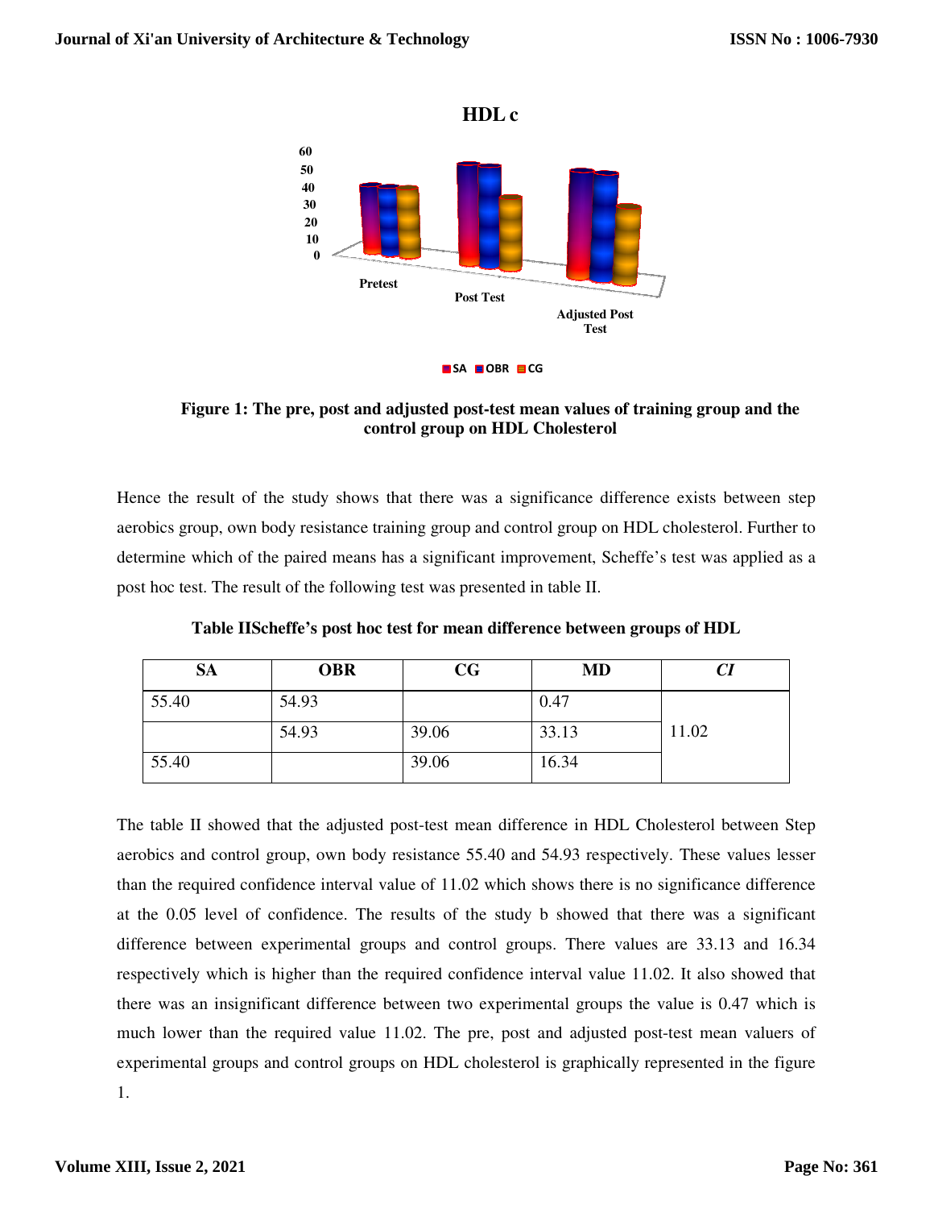**Figure 1: The pre, post and adjusted post-test mean values of training group and the control group on HDL Cholesterol**

Hence the result of the study shows that there was a significance difference exists between step aerobics group, own body resistance training group and control group on HDL cholesterol. Further to determine which of the paired means has a significant improvement, Scheffe's test was applied as a post hoc test. The result of the following test was presented in table II.

**Table IIScheffe's post hoc test for mean difference between groups of HDL**

| SA | OBR | CG | MD | *CI* |
|---|---|---|---|---|
| 55.40 | 54.93 | | 0.47 | |
| | 54.93 | 39.06 | 33.13 | 11.02 |
| 55.40 | | 39.06 | 16.34 | |

The table II showed that the adjusted post-test mean difference in HDL Cholesterol between Step aerobics and control group, own body resistance 55.40 and 54.93 respectively. These values lesser than the required confidence interval value of 11.02 which shows there is no significance difference at the 0.05 level of confidence. The results of the study b showed that there was a significant difference between experimental groups and control groups. There values are 33.13 and 16.34 respectively which is higher than the required confidence interval value 11.02. It also showed that there was an insignificant difference between two experimental groups the value is 0.47 which is much lower than the required value 11.02. The pre, post and adjusted post-test mean valuers of experimental groups and control groups on HDL cholesterol is graphically represented in the figure 1.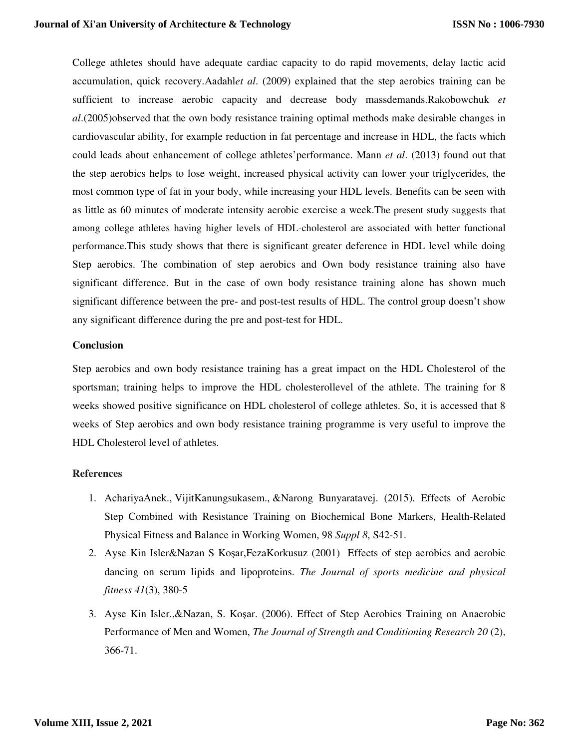College athletes should have adequate cardiac capacity to do rapid movements, delay lactic acid accumulation, quick recovery.Aadahl*et al*. (2009) explained that the step aerobics training can be sufficient to increase aerobic capacity and decrease body massdemands.Rakobowchuk *et al*.(2005)observed that the own body resistance training optimal methods make desirable changes in cardiovascular ability, for example reduction in fat percentage and increase in HDL, the facts which could leads about enhancement of college athletes'performance. Mann *et al*. (2013) found out that the step aerobics helps to lose weight, increased physical activity can lower your triglycerides, the most common type of fat in your body, while increasing your HDL levels. Benefits can be seen with as little as 60 minutes of moderate intensity aerobic exercise a week.The present study suggests that among college athletes having higher levels of HDL-cholesterol are associated with better functional performance.This study shows that there is significant greater deference in HDL level while doing Step aerobics. The combination of step aerobics and Own body resistance training also have significant difference. But in the case of own body resistance training alone has shown much significant difference between the pre- and post-test results of HDL. The control group doesn't show any significant difference during the pre and post-test for HDL.

### Conclusion

Step aerobics and own body resistance training has a great impact on the HDL Cholesterol of the sportsman; training helps to improve the HDL cholesterollevel of the athlete. The training for 8 weeks showed positive significance on HDL cholesterol of college athletes. So, it is accessed that 8 weeks of Step aerobics and own body resistance training programme is very useful to improve the HDL Cholesterol level of athletes.

### References

1. AchariyaAnek., VijitKanungsukasem., &Narong Bunyaratavej. (2015). Effects of Aerobic Step Combined with Resistance Training on Biochemical Bone Markers, Health-Related Physical Fitness and Balance in Working Women, 98 *Suppl 8*, S42-51.
2. Ayse Kin Isler&Nazan S Koşar,FezaKorkusuz (2001) Effects of step aerobics and aerobic dancing on serum lipids and lipoproteins. *The Journal of sports medicine and physical fitness 41*(3), 380-5
3. Ayse Kin Isler.,&Nazan, S. Koşar. (2006). Effect of Step Aerobics Training on Anaerobic Performance of Men and Women, *The Journal of Strength and Conditioning Research 20* (2), 366-71.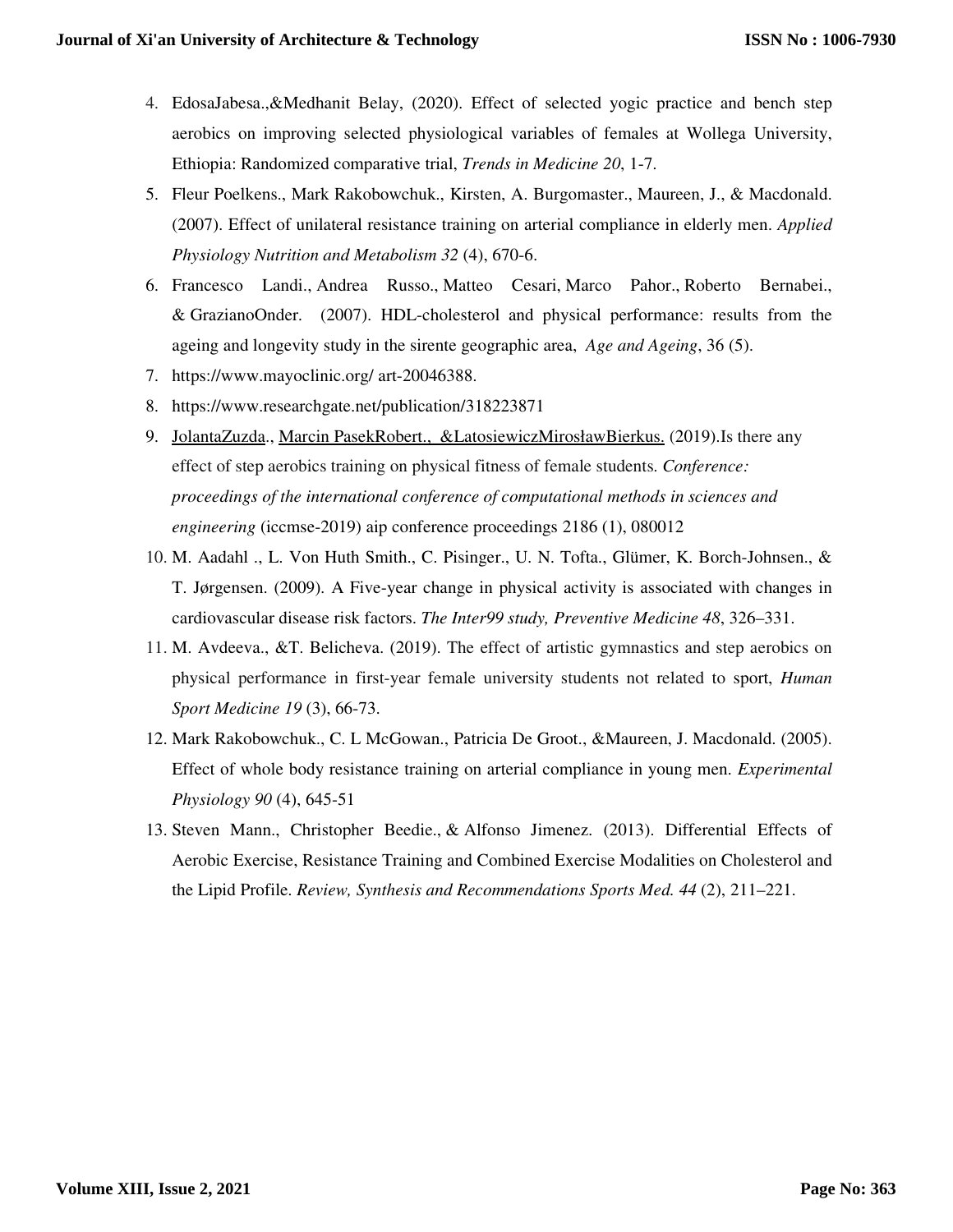4. EdosaJabesa.,&Medhanit Belay, (2020). Effect of selected yogic practice and bench step aerobics on improving selected physiological variables of females at Wollega University, Ethiopia: Randomized comparative trial, *Trends in Medicine 20*, 1-7.
5. Fleur Poelkens., Mark Rakobowchuk., Kirsten, A. Burgomaster., Maureen, J., & Macdonald. (2007). Effect of unilateral resistance training on arterial compliance in elderly men. *Applied Physiology Nutrition and Metabolism 32* (4), 670-6.
6. Francesco Landi., Andrea Russo., Matteo Cesari, Marco Pahor., Roberto Bernabei., & GrazianoOnder. (2007). HDL-cholesterol and physical performance: results from the ageing and longevity study in the sirente geographic area, *Age and Ageing*, 36 (5).
7. https://www.mayoclinic.org/ art-20046388.
8. https://www.researchgate.net/publication/318223871
9. JolantaZuzda., Marcin PasekRobert., &LatosiewiczMirosławBierkus. (2019).Is there any effect of step aerobics training on physical fitness of female students. *Conference: proceedings of the international conference of computational methods in sciences and engineering* (iccmse-2019) aip conference proceedings 2186 (1), 080012
10. M. Aadahl ., L. Von Huth Smith., C. Pisinger., U. N. Tofta., Glümer, K. Borch-Johnsen., & T. Jørgensen. (2009). A Five-year change in physical activity is associated with changes in cardiovascular disease risk factors. *The Inter99 study, Preventive Medicine 48*, 326–331.
11. M. Avdeeva., &T. Belicheva. (2019). The effect of artistic gymnastics and step aerobics on physical performance in first-year female university students not related to sport, *Human Sport Medicine 19* (3), 66-73.
12. Mark Rakobowchuk., C. L McGowan., Patricia De Groot., &Maureen, J. Macdonald. (2005). Effect of whole body resistance training on arterial compliance in young men. *Experimental Physiology 90* (4), 645-51
13. Steven Mann., Christopher Beedie., & Alfonso Jimenez. (2013). Differential Effects of Aerobic Exercise, Resistance Training and Combined Exercise Modalities on Cholesterol and the Lipid Profile. *Review, Synthesis and Recommendations Sports Med. 44* (2), 211–221.